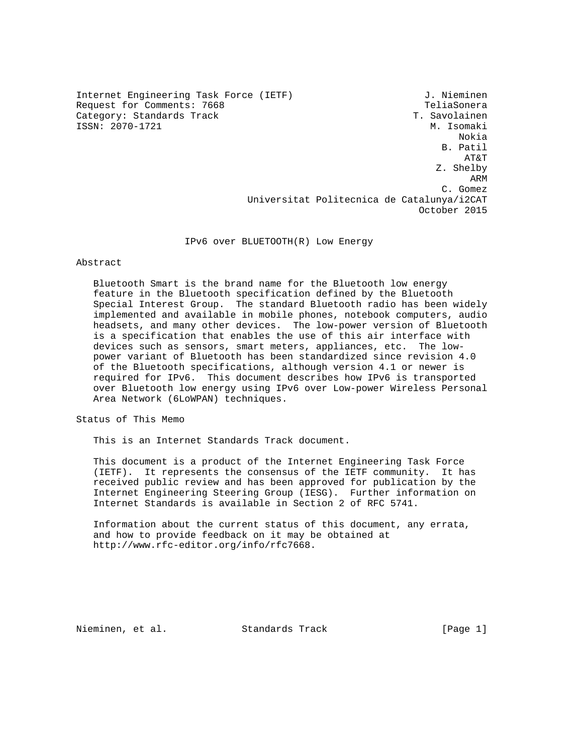Internet Engineering Task Force (IETF) J. Nieminen
Request for Comments: 7668 TeliaSonera
Category: Standards Track T. Savolainen
ISSN: 2070-1721 M. Isomaki
Nokia
B. Patil
AT&T
Z. Shelby
ARM
C. Gomez
Universitat Politecnica de Catalunya/i2CAT
October 2015

# IPv6 over BLUETOOTH(R) Low Energy

## Abstract

Bluetooth Smart is the brand name for the Bluetooth low energy feature in the Bluetooth specification defined by the Bluetooth Special Interest Group. The standard Bluetooth radio has been widely implemented and available in mobile phones, notebook computers, audio headsets, and many other devices. The low-power version of Bluetooth is a specification that enables the use of this air interface with devices such as sensors, smart meters, appliances, etc. The low-power variant of Bluetooth has been standardized since revision 4.0 of the Bluetooth specifications, although version 4.1 or newer is required for IPv6. This document describes how IPv6 is transported over Bluetooth low energy using IPv6 over Low-power Wireless Personal Area Network (6LoWPAN) techniques.

## Status of This Memo

This is an Internet Standards Track document.

This document is a product of the Internet Engineering Task Force (IETF). It represents the consensus of the IETF community. It has received public review and has been approved for publication by the Internet Engineering Steering Group (IESG). Further information on Internet Standards is available in Section 2 of RFC 5741.

Information about the current status of this document, any errata, and how to provide feedback on it may be obtained at http://www.rfc-editor.org/info/rfc7668.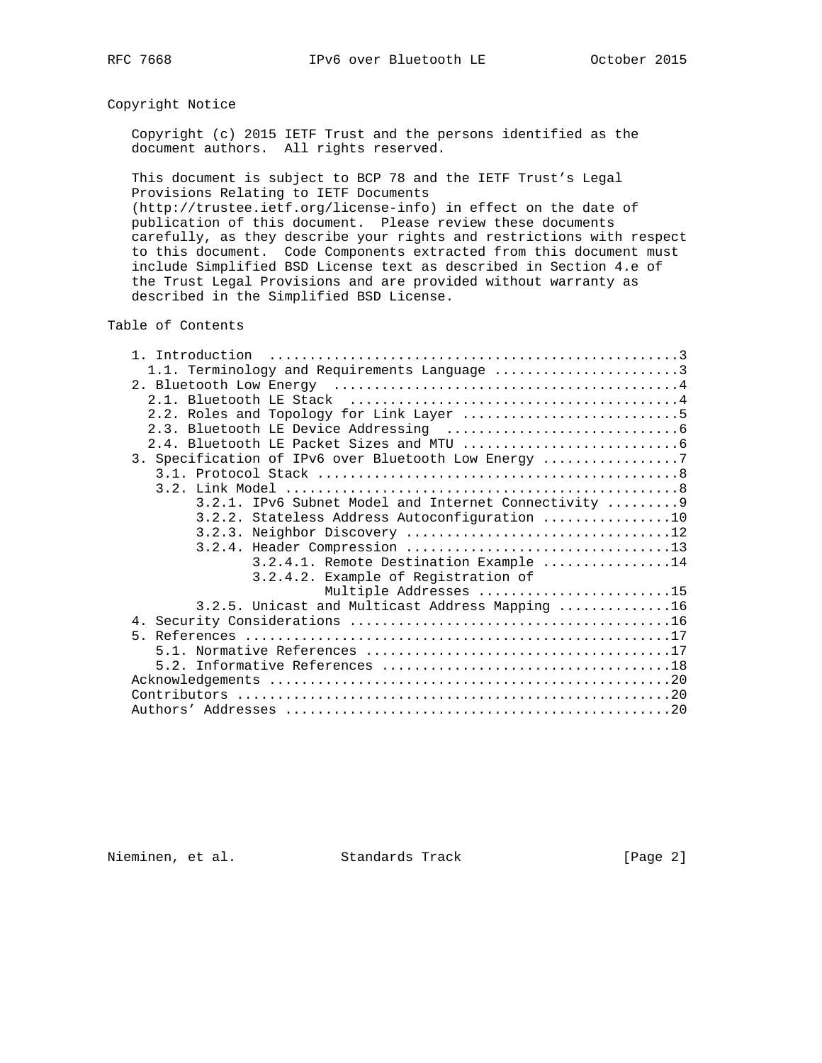## Copyright Notice

Copyright (c) 2015 IETF Trust and the persons identified as the document authors. All rights reserved.

This document is subject to BCP 78 and the IETF Trust's Legal Provisions Relating to IETF Documents (http://trustee.ietf.org/license-info) in effect on the date of publication of this document. Please review these documents carefully, as they describe your rights and restrictions with respect to this document. Code Components extracted from this document must include Simplified BSD License text as described in Section 4.e of the Trust Legal Provisions and are provided without warranty as described in the Simplified BSD License.

## Table of Contents

```
   1. Introduction ..................................................3
     1.1. Terminology and Requirements Language .......................3
   2. Bluetooth Low Energy ..........................................4
     2.1. Bluetooth LE Stack ........................................4
     2.2. Roles and Topology for Link Layer ...........................5
     2.3. Bluetooth LE Device Addressing .............................6
     2.4. Bluetooth LE Packet Sizes and MTU ...........................6
   3. Specification of IPv6 over Bluetooth Low Energy .................7
      3.1. Protocol Stack ............................................8
      3.2. Link Model ................................................8
           3.2.1. IPv6 Subnet Model and Internet Connectivity .........9
           3.2.2. Stateless Address Autoconfiguration ................10
           3.2.3. Neighbor Discovery .................................12
           3.2.4. Header Compression .................................13
                  3.2.4.1. Remote Destination Example ................14
                  3.2.4.2. Example of Registration of
                           Multiple Addresses ........................15
           3.2.5. Unicast and Multicast Address Mapping ..............16
   4. Security Considerations .......................................16
   5. References ....................................................17
      5.1. Normative References .....................................17
      5.2. Informative References ...................................18
   Acknowledgements .................................................20
   Contributors .....................................................20
   Authors' Addresses ...............................................20
```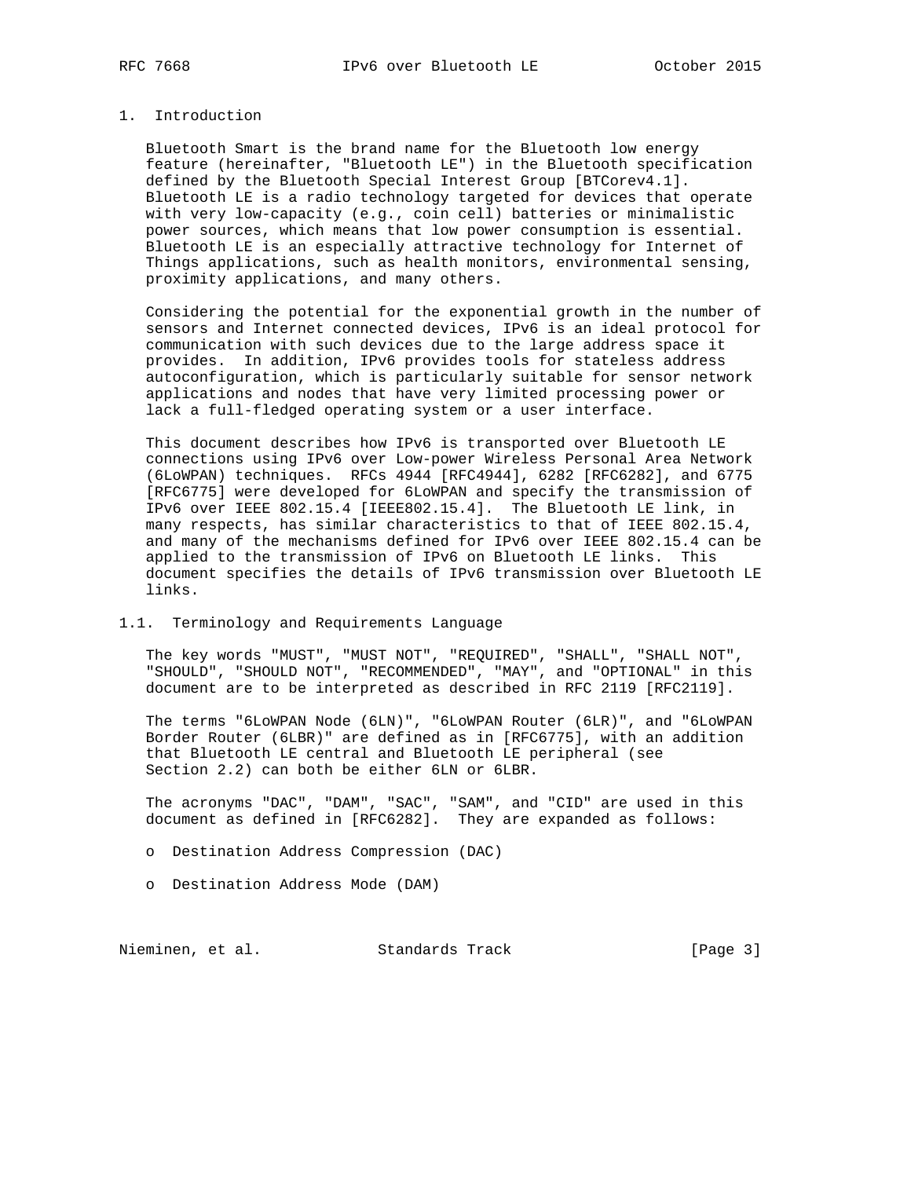## 1. Introduction

Bluetooth Smart is the brand name for the Bluetooth low energy feature (hereinafter, "Bluetooth LE") in the Bluetooth specification defined by the Bluetooth Special Interest Group [BTCorev4.1]. Bluetooth LE is a radio technology targeted for devices that operate with very low-capacity (e.g., coin cell) batteries or minimalistic power sources, which means that low power consumption is essential. Bluetooth LE is an especially attractive technology for Internet of Things applications, such as health monitors, environmental sensing, proximity applications, and many others.

Considering the potential for the exponential growth in the number of sensors and Internet connected devices, IPv6 is an ideal protocol for communication with such devices due to the large address space it provides. In addition, IPv6 provides tools for stateless address autoconfiguration, which is particularly suitable for sensor network applications and nodes that have very limited processing power or lack a full-fledged operating system or a user interface.

This document describes how IPv6 is transported over Bluetooth LE connections using IPv6 over Low-power Wireless Personal Area Network (6LoWPAN) techniques. RFCs 4944 [RFC4944], 6282 [RFC6282], and 6775 [RFC6775] were developed for 6LoWPAN and specify the transmission of IPv6 over IEEE 802.15.4 [IEEE802.15.4]. The Bluetooth LE link, in many respects, has similar characteristics to that of IEEE 802.15.4, and many of the mechanisms defined for IPv6 over IEEE 802.15.4 can be applied to the transmission of IPv6 on Bluetooth LE links. This document specifies the details of IPv6 transmission over Bluetooth LE links.

### 1.1. Terminology and Requirements Language

The key words "MUST", "MUST NOT", "REQUIRED", "SHALL", "SHALL NOT", "SHOULD", "SHOULD NOT", "RECOMMENDED", "MAY", and "OPTIONAL" in this document are to be interpreted as described in RFC 2119 [RFC2119].

The terms "6LoWPAN Node (6LN)", "6LoWPAN Router (6LR)", and "6LoWPAN Border Router (6LBR)" are defined as in [RFC6775], with an addition that Bluetooth LE central and Bluetooth LE peripheral (see Section 2.2) can both be either 6LN or 6LBR.

The acronyms "DAC", "DAM", "SAC", "SAM", and "CID" are used in this document as defined in [RFC6282]. They are expanded as follows:

- Destination Address Compression (DAC)
- Destination Address Mode (DAM)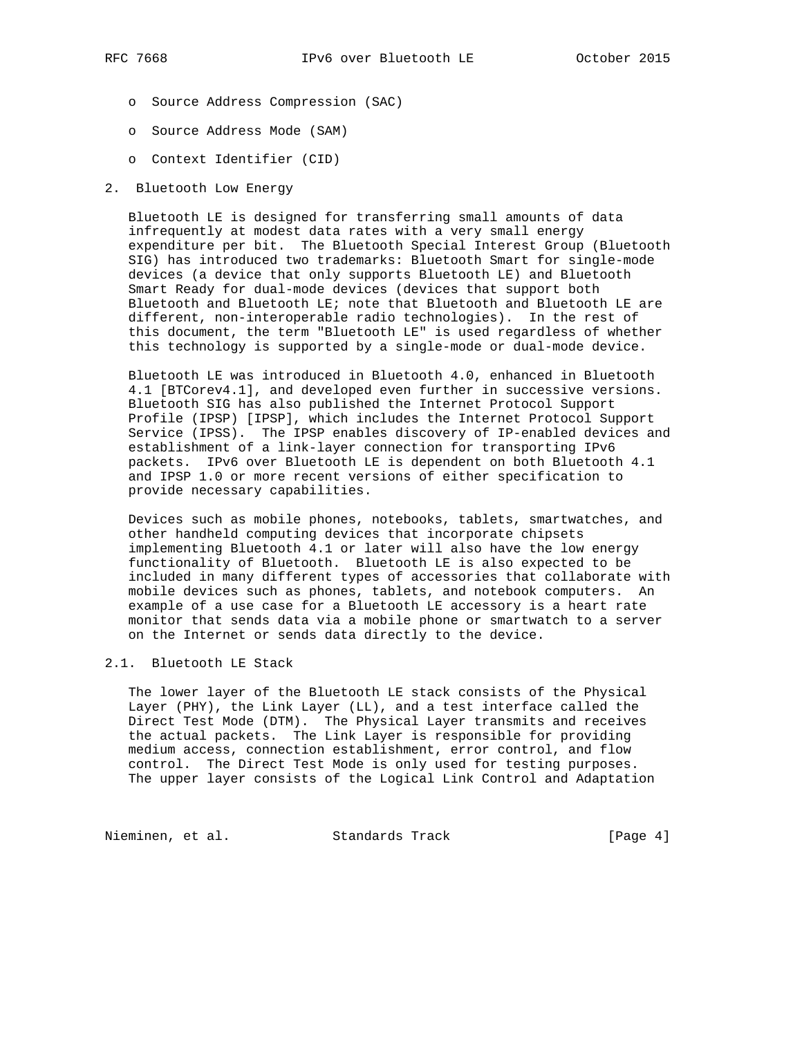- Source Address Compression (SAC)
- Source Address Mode (SAM)
- Context Identifier (CID)

## 2. Bluetooth Low Energy

Bluetooth LE is designed for transferring small amounts of data infrequently at modest data rates with a very small energy expenditure per bit. The Bluetooth Special Interest Group (Bluetooth SIG) has introduced two trademarks: Bluetooth Smart for single-mode devices (a device that only supports Bluetooth LE) and Bluetooth Smart Ready for dual-mode devices (devices that support both Bluetooth and Bluetooth LE; note that Bluetooth and Bluetooth LE are different, non-interoperable radio technologies). In the rest of this document, the term "Bluetooth LE" is used regardless of whether this technology is supported by a single-mode or dual-mode device.

Bluetooth LE was introduced in Bluetooth 4.0, enhanced in Bluetooth 4.1 [BTCorev4.1], and developed even further in successive versions. Bluetooth SIG has also published the Internet Protocol Support Profile (IPSP) [IPSP], which includes the Internet Protocol Support Service (IPSS). The IPSP enables discovery of IP-enabled devices and establishment of a link-layer connection for transporting IPv6 packets. IPv6 over Bluetooth LE is dependent on both Bluetooth 4.1 and IPSP 1.0 or more recent versions of either specification to provide necessary capabilities.

Devices such as mobile phones, notebooks, tablets, smartwatches, and other handheld computing devices that incorporate chipsets implementing Bluetooth 4.1 or later will also have the low energy functionality of Bluetooth. Bluetooth LE is also expected to be included in many different types of accessories that collaborate with mobile devices such as phones, tablets, and notebook computers. An example of a use case for a Bluetooth LE accessory is a heart rate monitor that sends data via a mobile phone or smartwatch to a server on the Internet or sends data directly to the device.

### 2.1. Bluetooth LE Stack

The lower layer of the Bluetooth LE stack consists of the Physical Layer (PHY), the Link Layer (LL), and a test interface called the Direct Test Mode (DTM). The Physical Layer transmits and receives the actual packets. The Link Layer is responsible for providing medium access, connection establishment, error control, and flow control. The Direct Test Mode is only used for testing purposes. The upper layer consists of the Logical Link Control and Adaptation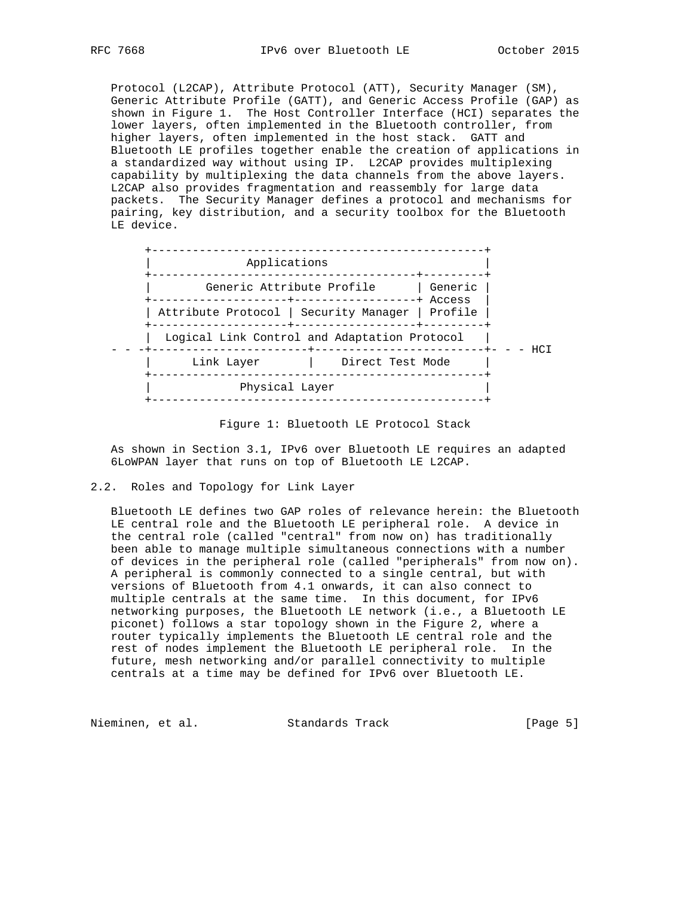Protocol (L2CAP), Attribute Protocol (ATT), Security Manager (SM), Generic Attribute Profile (GATT), and Generic Access Profile (GAP) as shown in Figure 1. The Host Controller Interface (HCI) separates the lower layers, often implemented in the Bluetooth controller, from higher layers, often implemented in the host stack. GATT and Bluetooth LE profiles together enable the creation of applications in a standardized way without using IP. L2CAP provides multiplexing capability by multiplexing the data channels from the above layers. L2CAP also provides fragmentation and reassembly for large data packets. The Security Manager defines a protocol and mechanisms for pairing, key distribution, and a security toolbox for the Bluetooth LE device.

```
       +-------------------------------------------------+
       |             Applications                        |
       +---------------------------------------+---------+
       |       Generic Attribute Profile       | Generic |
       +--------------------+------------------+ Access  |
       | Attribute Protocol | Security Manager | Profile |
       +--------------------+------------------+---------+
       |  Logical Link Control and Adaptation Protocol   |
 - - -+-----------------------+-------------------------+- - - HCI
       |      Link Layer       |    Direct Test Mode     |
       +-------------------------------------------------+
       |            Physical Layer                       |
       +-------------------------------------------------+
```

Figure 1: Bluetooth LE Protocol Stack

As shown in Section 3.1, IPv6 over Bluetooth LE requires an adapted 6LoWPAN layer that runs on top of Bluetooth LE L2CAP.

## 2.2. Roles and Topology for Link Layer

Bluetooth LE defines two GAP roles of relevance herein: the Bluetooth LE central role and the Bluetooth LE peripheral role. A device in the central role (called "central" from now on) has traditionally been able to manage multiple simultaneous connections with a number of devices in the peripheral role (called "peripherals" from now on). A peripheral is commonly connected to a single central, but with versions of Bluetooth from 4.1 onwards, it can also connect to multiple centrals at the same time. In this document, for IPv6 networking purposes, the Bluetooth LE network (i.e., a Bluetooth LE piconet) follows a star topology shown in the Figure 2, where a router typically implements the Bluetooth LE central role and the rest of nodes implement the Bluetooth LE peripheral role. In the future, mesh networking and/or parallel connectivity to multiple centrals at a time may be defined for IPv6 over Bluetooth LE.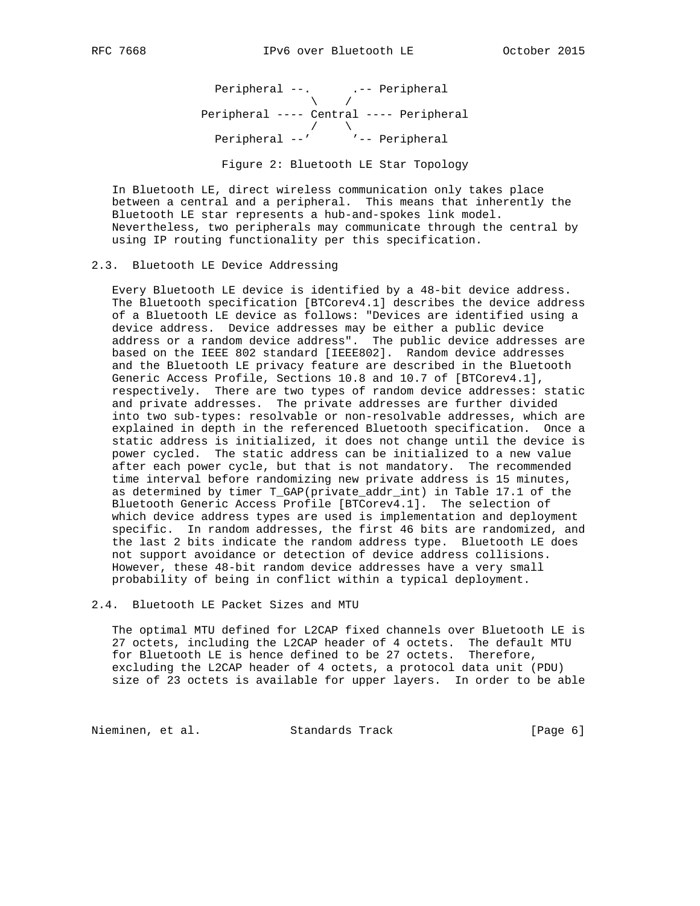```
               Peripheral --.      .-- Peripheral
                             \    /
             Peripheral ---- Central ---- Peripheral
                             /    \
               Peripheral --'      '-- Peripheral
```

Figure 2: Bluetooth LE Star Topology

In Bluetooth LE, direct wireless communication only takes place between a central and a peripheral. This means that inherently the Bluetooth LE star represents a hub-and-spokes link model. Nevertheless, two peripherals may communicate through the central by using IP routing functionality per this specification.

### 2.3. Bluetooth LE Device Addressing

Every Bluetooth LE device is identified by a 48-bit device address. The Bluetooth specification [BTCorev4.1] describes the device address of a Bluetooth LE device as follows: "Devices are identified using a device address. Device addresses may be either a public device address or a random device address". The public device addresses are based on the IEEE 802 standard [IEEE802]. Random device addresses and the Bluetooth LE privacy feature are described in the Bluetooth Generic Access Profile, Sections 10.8 and 10.7 of [BTCorev4.1], respectively. There are two types of random device addresses: static and private addresses. The private addresses are further divided into two sub-types: resolvable or non-resolvable addresses, which are explained in depth in the referenced Bluetooth specification. Once a static address is initialized, it does not change until the device is power cycled. The static address can be initialized to a new value after each power cycle, but that is not mandatory. The recommended time interval before randomizing new private address is 15 minutes, as determined by timer T_GAP(private_addr_int) in Table 17.1 of the Bluetooth Generic Access Profile [BTCorev4.1]. The selection of which device address types are used is implementation and deployment specific. In random addresses, the first 46 bits are randomized, and the last 2 bits indicate the random address type. Bluetooth LE does not support avoidance or detection of device address collisions. However, these 48-bit random device addresses have a very small probability of being in conflict within a typical deployment.

### 2.4. Bluetooth LE Packet Sizes and MTU

The optimal MTU defined for L2CAP fixed channels over Bluetooth LE is 27 octets, including the L2CAP header of 4 octets. The default MTU for Bluetooth LE is hence defined to be 27 octets. Therefore, excluding the L2CAP header of 4 octets, a protocol data unit (PDU) size of 23 octets is available for upper layers. In order to be able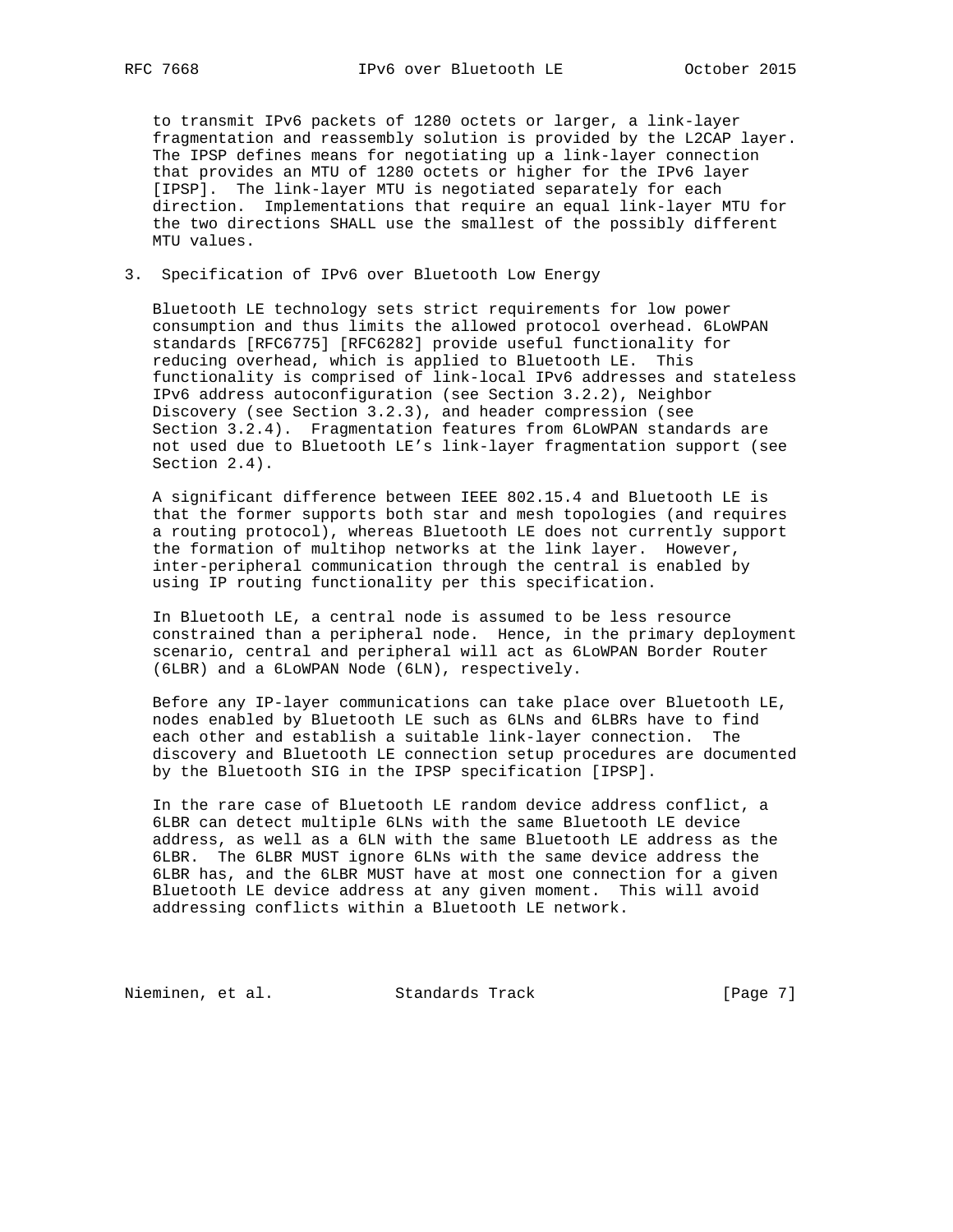to transmit IPv6 packets of 1280 octets or larger, a link-layer fragmentation and reassembly solution is provided by the L2CAP layer. The IPSP defines means for negotiating up a link-layer connection that provides an MTU of 1280 octets or higher for the IPv6 layer [IPSP]. The link-layer MTU is negotiated separately for each direction. Implementations that require an equal link-layer MTU for the two directions SHALL use the smallest of the possibly different MTU values.

## 3. Specification of IPv6 over Bluetooth Low Energy

Bluetooth LE technology sets strict requirements for low power consumption and thus limits the allowed protocol overhead. 6LoWPAN standards [RFC6775] [RFC6282] provide useful functionality for reducing overhead, which is applied to Bluetooth LE. This functionality is comprised of link-local IPv6 addresses and stateless IPv6 address autoconfiguration (see Section 3.2.2), Neighbor Discovery (see Section 3.2.3), and header compression (see Section 3.2.4). Fragmentation features from 6LoWPAN standards are not used due to Bluetooth LE's link-layer fragmentation support (see Section 2.4).

A significant difference between IEEE 802.15.4 and Bluetooth LE is that the former supports both star and mesh topologies (and requires a routing protocol), whereas Bluetooth LE does not currently support the formation of multihop networks at the link layer. However, inter-peripheral communication through the central is enabled by using IP routing functionality per this specification.

In Bluetooth LE, a central node is assumed to be less resource constrained than a peripheral node. Hence, in the primary deployment scenario, central and peripheral will act as 6LoWPAN Border Router (6LBR) and a 6LoWPAN Node (6LN), respectively.

Before any IP-layer communications can take place over Bluetooth LE, nodes enabled by Bluetooth LE such as 6LNs and 6LBRs have to find each other and establish a suitable link-layer connection. The discovery and Bluetooth LE connection setup procedures are documented by the Bluetooth SIG in the IPSP specification [IPSP].

In the rare case of Bluetooth LE random device address conflict, a 6LBR can detect multiple 6LNs with the same Bluetooth LE device address, as well as a 6LN with the same Bluetooth LE address as the 6LBR. The 6LBR MUST ignore 6LNs with the same device address the 6LBR has, and the 6LBR MUST have at most one connection for a given Bluetooth LE device address at any given moment. This will avoid addressing conflicts within a Bluetooth LE network.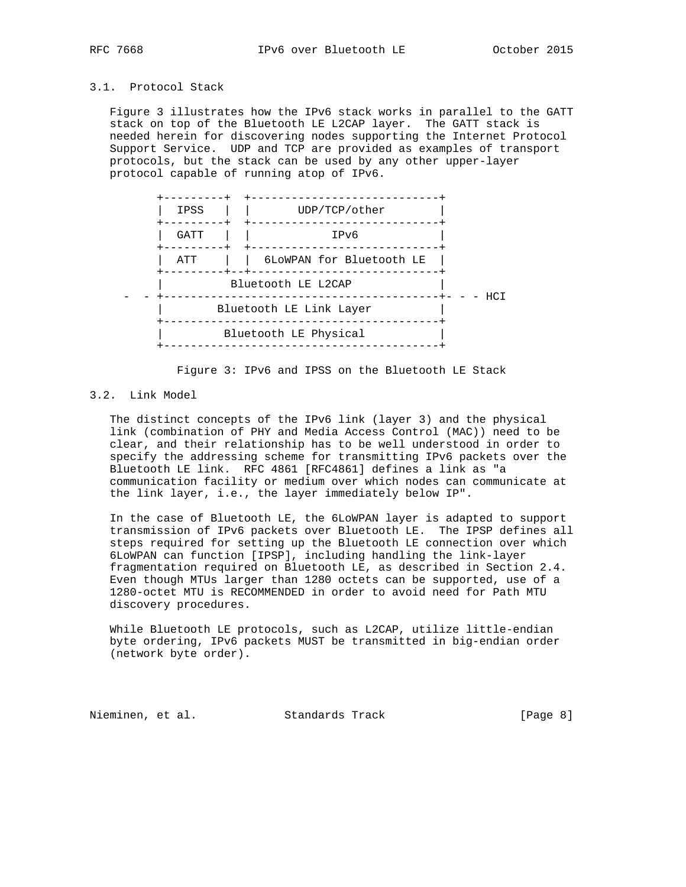### 3.1. Protocol Stack

Figure 3 illustrates how the IPv6 stack works in parallel to the GATT stack on top of the Bluetooth LE L2CAP layer. The GATT stack is needed herein for discovering nodes supporting the Internet Protocol Support Service. UDP and TCP are provided as examples of transport protocols, but the stack can be used by any other upper-layer protocol capable of running atop of IPv6.

```
        +---------+  +----------------------------+
        |  IPSS   |  |       UDP/TCP/other        |
        +---------+  +----------------------------+
        |  GATT   |  |            IPv6            |
        +---------+  +----------------------------+
        |  ATT    |  |  6LoWPAN for Bluetooth LE  |
        +---------+--+----------------------------+
        |          Bluetooth LE L2CAP             |
   -  - +-----------------------------------------+- - - HCI
        |        Bluetooth LE Link Layer          |
        +-----------------------------------------+
        |         Bluetooth LE Physical           |
        +-----------------------------------------+
```

Figure 3: IPv6 and IPSS on the Bluetooth LE Stack

### 3.2. Link Model

The distinct concepts of the IPv6 link (layer 3) and the physical link (combination of PHY and Media Access Control (MAC)) need to be clear, and their relationship has to be well understood in order to specify the addressing scheme for transmitting IPv6 packets over the Bluetooth LE link. RFC 4861 [RFC4861] defines a link as "a communication facility or medium over which nodes can communicate at the link layer, i.e., the layer immediately below IP".

In the case of Bluetooth LE, the 6LoWPAN layer is adapted to support transmission of IPv6 packets over Bluetooth LE. The IPSP defines all steps required for setting up the Bluetooth LE connection over which 6LoWPAN can function [IPSP], including handling the link-layer fragmentation required on Bluetooth LE, as described in Section 2.4. Even though MTUs larger than 1280 octets can be supported, use of a 1280-octet MTU is RECOMMENDED in order to avoid need for Path MTU discovery procedures.

While Bluetooth LE protocols, such as L2CAP, utilize little-endian byte ordering, IPv6 packets MUST be transmitted in big-endian order (network byte order).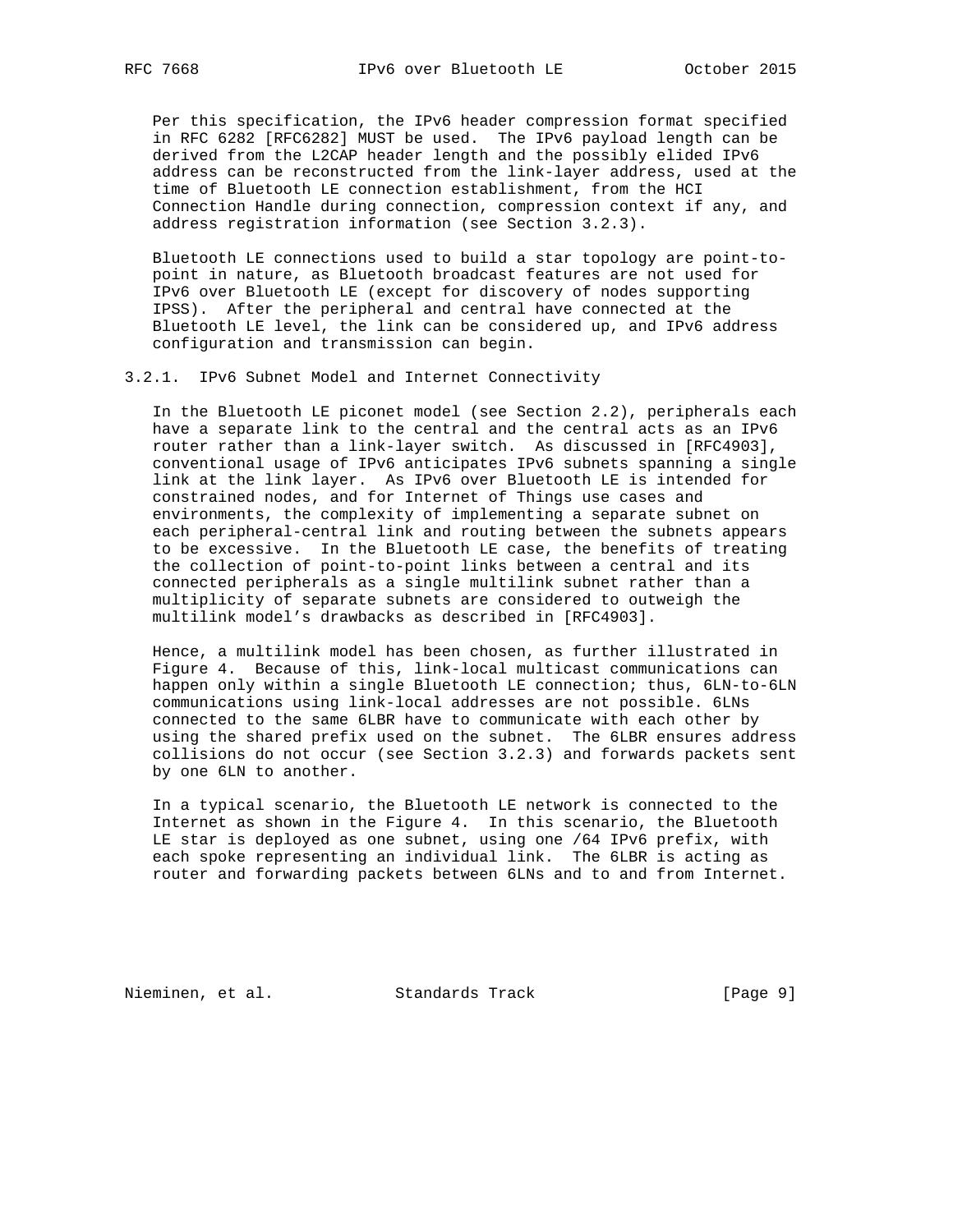Per this specification, the IPv6 header compression format specified in RFC 6282 [RFC6282] MUST be used. The IPv6 payload length can be derived from the L2CAP header length and the possibly elided IPv6 address can be reconstructed from the link-layer address, used at the time of Bluetooth LE connection establishment, from the HCI Connection Handle during connection, compression context if any, and address registration information (see Section 3.2.3).

Bluetooth LE connections used to build a star topology are point-to-point in nature, as Bluetooth broadcast features are not used for IPv6 over Bluetooth LE (except for discovery of nodes supporting IPSS). After the peripheral and central have connected at the Bluetooth LE level, the link can be considered up, and IPv6 address configuration and transmission can begin.

### 3.2.1. IPv6 Subnet Model and Internet Connectivity

In the Bluetooth LE piconet model (see Section 2.2), peripherals each have a separate link to the central and the central acts as an IPv6 router rather than a link-layer switch. As discussed in [RFC4903], conventional usage of IPv6 anticipates IPv6 subnets spanning a single link at the link layer. As IPv6 over Bluetooth LE is intended for constrained nodes, and for Internet of Things use cases and environments, the complexity of implementing a separate subnet on each peripheral-central link and routing between the subnets appears to be excessive. In the Bluetooth LE case, the benefits of treating the collection of point-to-point links between a central and its connected peripherals as a single multilink subnet rather than a multiplicity of separate subnets are considered to outweigh the multilink model's drawbacks as described in [RFC4903].

Hence, a multilink model has been chosen, as further illustrated in Figure 4. Because of this, link-local multicast communications can happen only within a single Bluetooth LE connection; thus, 6LN-to-6LN communications using link-local addresses are not possible. 6LNs connected to the same 6LBR have to communicate with each other by using the shared prefix used on the subnet. The 6LBR ensures address collisions do not occur (see Section 3.2.3) and forwards packets sent by one 6LN to another.

In a typical scenario, the Bluetooth LE network is connected to the Internet as shown in the Figure 4. In this scenario, the Bluetooth LE star is deployed as one subnet, using one /64 IPv6 prefix, with each spoke representing an individual link. The 6LBR is acting as router and forwarding packets between 6LNs and to and from Internet.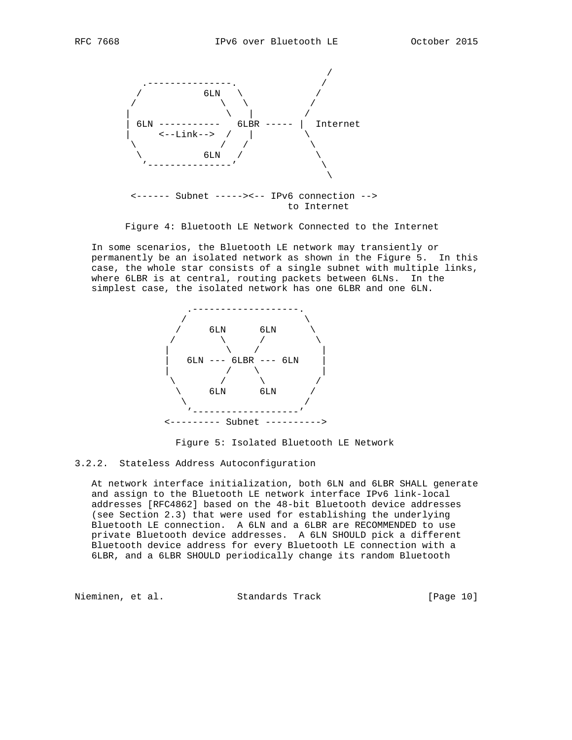```
                                                /
      .---------------.                        /
     /           6LN   \                      /
    /               \   \                    /
   |                 \   |                  /
   | 6LN -----------   6LBR ----- |  Internet
   |     <--Link-->  /   |          \
    \               /   /            \
     \           6LN   /              \
      '---------------'                \
                                        \

   <------ Subnet -----><-- IPv6 connection -->
                              to Internet
```

Figure 4: Bluetooth LE Network Connected to the Internet

In some scenarios, the Bluetooth LE network may transiently or permanently be an isolated network as shown in the Figure 5. In this case, the whole star consists of a single subnet with multiple links, where 6LBR is at central, routing packets between 6LNs. In the simplest case, the isolated network has one 6LBR and one 6LN.

```
       .-------------------.
      /                     \
     /     6LN      6LN      \
    /        \      /         \
   |          \    /           |
   |   6LN --- 6LBR --- 6LN    |
   |          /    \           |
    \        /      \         /
     \     6LN      6LN      /
      \                     /
       '-------------------'
   <--------- Subnet ---------->
```

Figure 5: Isolated Bluetooth LE Network

### 3.2.2. Stateless Address Autoconfiguration

At network interface initialization, both 6LN and 6LBR SHALL generate and assign to the Bluetooth LE network interface IPv6 link-local addresses [RFC4862] based on the 48-bit Bluetooth device addresses (see Section 2.3) that were used for establishing the underlying Bluetooth LE connection. A 6LN and a 6LBR are RECOMMENDED to use private Bluetooth device addresses. A 6LN SHOULD pick a different Bluetooth device address for every Bluetooth LE connection with a 6LBR, and a 6LBR SHOULD periodically change its random Bluetooth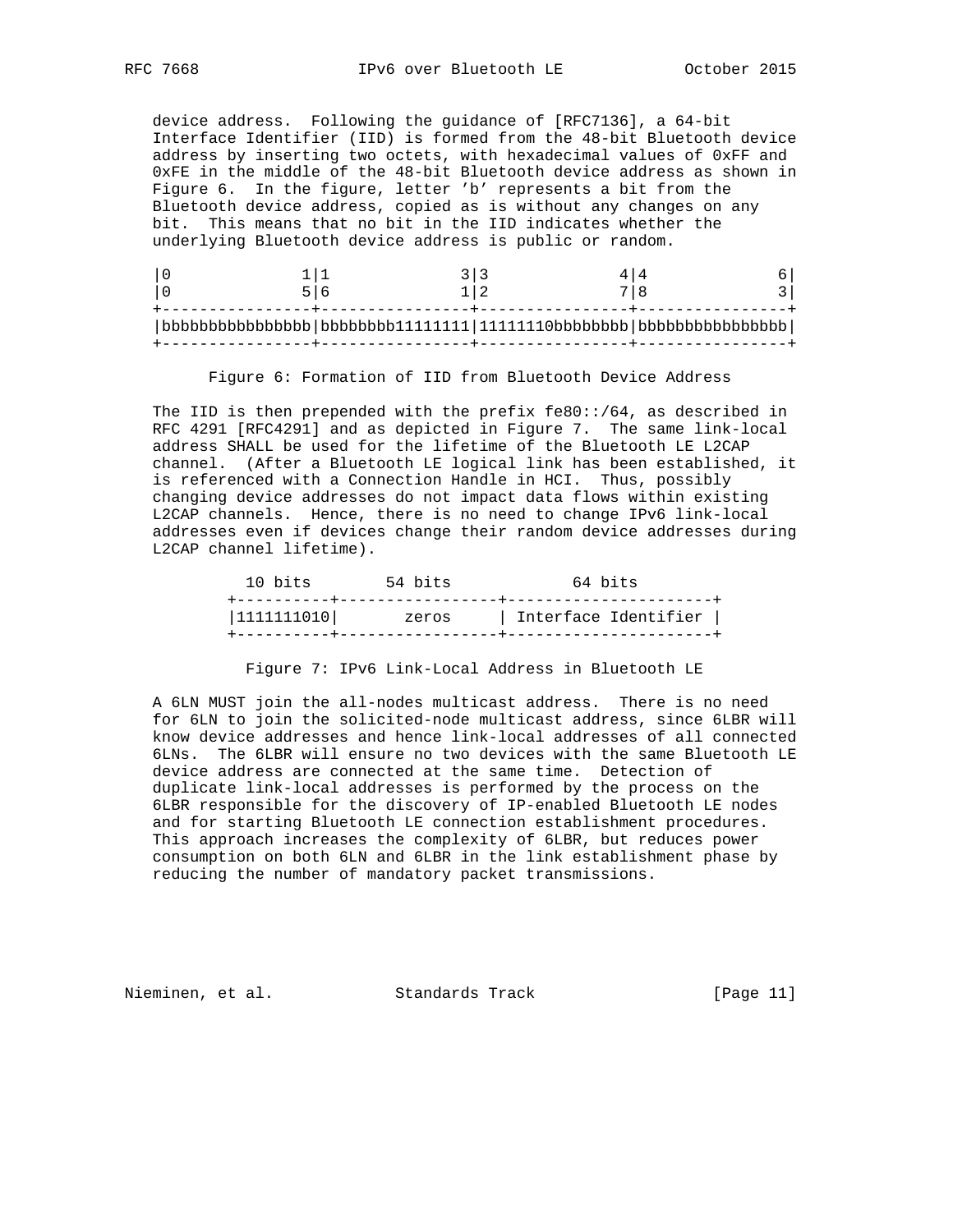device address. Following the guidance of [RFC7136], a 64-bit Interface Identifier (IID) is formed from the 48-bit Bluetooth device address by inserting two octets, with hexadecimal values of 0xFF and 0xFE in the middle of the 48-bit Bluetooth device address as shown in Figure 6. In the figure, letter 'b' represents a bit from the Bluetooth device address, copied as is without any changes on any bit. This means that no bit in the IID indicates whether the underlying Bluetooth device address is public or random.

```
|0              1|1              3|3              4|4              6|
|0              5|6              1|2              7|8              3|
+----------------+----------------+----------------+----------------+
|bbbbbbbbbbbbbbbb|bbbbbbbb11111111|11111110bbbbbbbb|bbbbbbbbbbbbbbbb|
+----------------+----------------+----------------+----------------+
```

Figure 6: Formation of IID from Bluetooth Device Address

The IID is then prepended with the prefix fe80::/64, as described in RFC 4291 [RFC4291] and as depicted in Figure 7. The same link-local address SHALL be used for the lifetime of the Bluetooth LE L2CAP channel. (After a Bluetooth LE logical link has been established, it is referenced with a Connection Handle in HCI. Thus, possibly changing device addresses do not impact data flows within existing L2CAP channels. Hence, there is no need to change IPv6 link-local addresses even if devices change their random device addresses during L2CAP channel lifetime).

```
  10 bits        54 bits             64 bits
+----------+-----------------+----------------------+
|1111111010|      zeros      | Interface Identifier |
+----------+-----------------+----------------------+
```

Figure 7: IPv6 Link-Local Address in Bluetooth LE

A 6LN MUST join the all-nodes multicast address. There is no need for 6LN to join the solicited-node multicast address, since 6LBR will know device addresses and hence link-local addresses of all connected 6LNs. The 6LBR will ensure no two devices with the same Bluetooth LE device address are connected at the same time. Detection of duplicate link-local addresses is performed by the process on the 6LBR responsible for the discovery of IP-enabled Bluetooth LE nodes and for starting Bluetooth LE connection establishment procedures. This approach increases the complexity of 6LBR, but reduces power consumption on both 6LN and 6LBR in the link establishment phase by reducing the number of mandatory packet transmissions.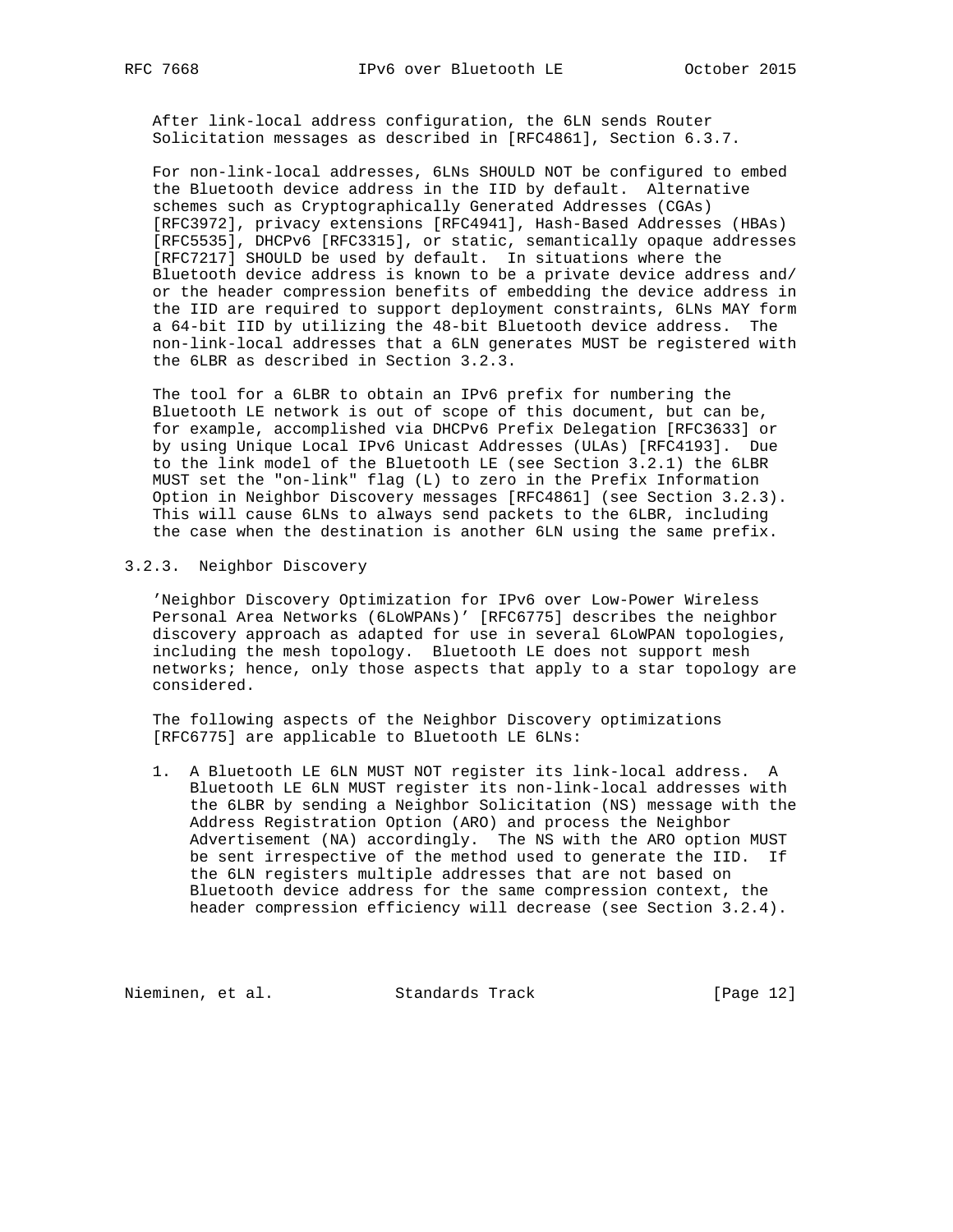After link-local address configuration, the 6LN sends Router Solicitation messages as described in [RFC4861], Section 6.3.7.

For non-link-local addresses, 6LNs SHOULD NOT be configured to embed the Bluetooth device address in the IID by default. Alternative schemes such as Cryptographically Generated Addresses (CGAs) [RFC3972], privacy extensions [RFC4941], Hash-Based Addresses (HBAs) [RFC5535], DHCPv6 [RFC3315], or static, semantically opaque addresses [RFC7217] SHOULD be used by default. In situations where the Bluetooth device address is known to be a private device address and/or the header compression benefits of embedding the device address in the IID are required to support deployment constraints, 6LNs MAY form a 64-bit IID by utilizing the 48-bit Bluetooth device address. The non-link-local addresses that a 6LN generates MUST be registered with the 6LBR as described in Section 3.2.3.

The tool for a 6LBR to obtain an IPv6 prefix for numbering the Bluetooth LE network is out of scope of this document, but can be, for example, accomplished via DHCPv6 Prefix Delegation [RFC3633] or by using Unique Local IPv6 Unicast Addresses (ULAs) [RFC4193]. Due to the link model of the Bluetooth LE (see Section 3.2.1) the 6LBR MUST set the "on-link" flag (L) to zero in the Prefix Information Option in Neighbor Discovery messages [RFC4861] (see Section 3.2.3). This will cause 6LNs to always send packets to the 6LBR, including the case when the destination is another 6LN using the same prefix.

### 3.2.3. Neighbor Discovery

'Neighbor Discovery Optimization for IPv6 over Low-Power Wireless Personal Area Networks (6LoWPANs)' [RFC6775] describes the neighbor discovery approach as adapted for use in several 6LoWPAN topologies, including the mesh topology. Bluetooth LE does not support mesh networks; hence, only those aspects that apply to a star topology are considered.

The following aspects of the Neighbor Discovery optimizations [RFC6775] are applicable to Bluetooth LE 6LNs:

1. A Bluetooth LE 6LN MUST NOT register its link-local address. A Bluetooth LE 6LN MUST register its non-link-local addresses with the 6LBR by sending a Neighbor Solicitation (NS) message with the Address Registration Option (ARO) and process the Neighbor Advertisement (NA) accordingly. The NS with the ARO option MUST be sent irrespective of the method used to generate the IID. If the 6LN registers multiple addresses that are not based on Bluetooth device address for the same compression context, the header compression efficiency will decrease (see Section 3.2.4).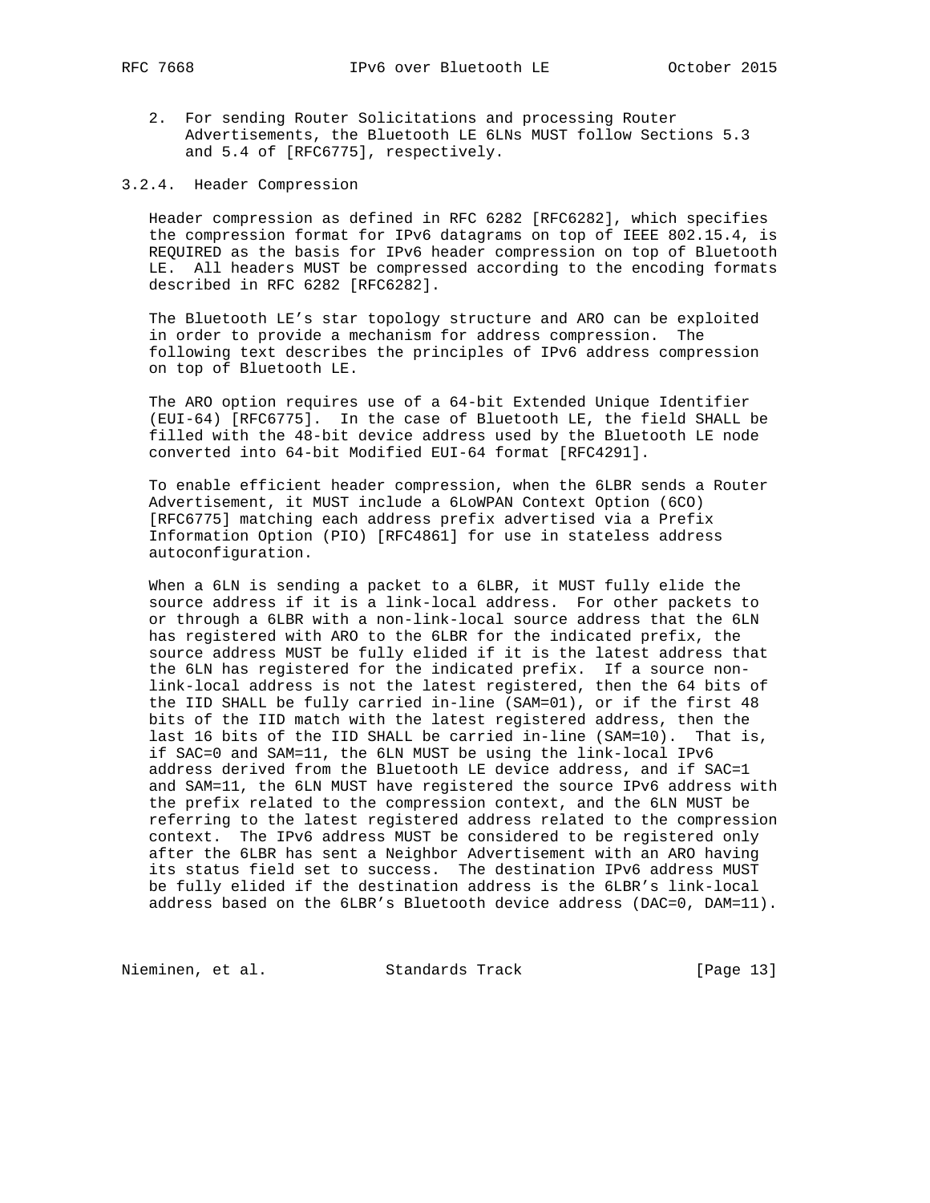2. For sending Router Solicitations and processing Router Advertisements, the Bluetooth LE 6LNs MUST follow Sections 5.3 and 5.4 of [RFC6775], respectively.

### 3.2.4. Header Compression

Header compression as defined in RFC 6282 [RFC6282], which specifies the compression format for IPv6 datagrams on top of IEEE 802.15.4, is REQUIRED as the basis for IPv6 header compression on top of Bluetooth LE. All headers MUST be compressed according to the encoding formats described in RFC 6282 [RFC6282].

The Bluetooth LE's star topology structure and ARO can be exploited in order to provide a mechanism for address compression. The following text describes the principles of IPv6 address compression on top of Bluetooth LE.

The ARO option requires use of a 64-bit Extended Unique Identifier (EUI-64) [RFC6775]. In the case of Bluetooth LE, the field SHALL be filled with the 48-bit device address used by the Bluetooth LE node converted into 64-bit Modified EUI-64 format [RFC4291].

To enable efficient header compression, when the 6LBR sends a Router Advertisement, it MUST include a 6LoWPAN Context Option (6CO) [RFC6775] matching each address prefix advertised via a Prefix Information Option (PIO) [RFC4861] for use in stateless address autoconfiguration.

When a 6LN is sending a packet to a 6LBR, it MUST fully elide the source address if it is a link-local address. For other packets to or through a 6LBR with a non-link-local source address that the 6LN has registered with ARO to the 6LBR for the indicated prefix, the source address MUST be fully elided if it is the latest address that the 6LN has registered for the indicated prefix. If a source non-link-local address is not the latest registered, then the 64 bits of the IID SHALL be fully carried in-line (SAM=01), or if the first 48 bits of the IID match with the latest registered address, then the last 16 bits of the IID SHALL be carried in-line (SAM=10). That is, if SAC=0 and SAM=11, the 6LN MUST be using the link-local IPv6 address derived from the Bluetooth LE device address, and if SAC=1 and SAM=11, the 6LN MUST have registered the source IPv6 address with the prefix related to the compression context, and the 6LN MUST be referring to the latest registered address related to the compression context. The IPv6 address MUST be considered to be registered only after the 6LBR has sent a Neighbor Advertisement with an ARO having its status field set to success. The destination IPv6 address MUST be fully elided if the destination address is the 6LBR's link-local address based on the 6LBR's Bluetooth device address (DAC=0, DAM=11).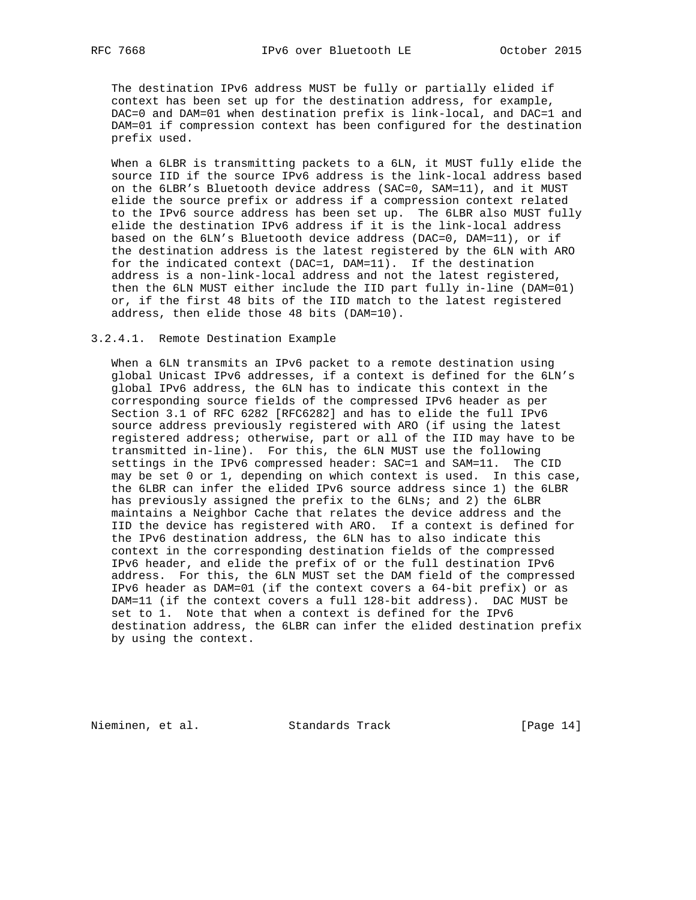The destination IPv6 address MUST be fully or partially elided if context has been set up for the destination address, for example, DAC=0 and DAM=01 when destination prefix is link-local, and DAC=1 and DAM=01 if compression context has been configured for the destination prefix used.

When a 6LBR is transmitting packets to a 6LN, it MUST fully elide the source IID if the source IPv6 address is the link-local address based on the 6LBR's Bluetooth device address (SAC=0, SAM=11), and it MUST elide the source prefix or address if a compression context related to the IPv6 source address has been set up. The 6LBR also MUST fully elide the destination IPv6 address if it is the link-local address based on the 6LN's Bluetooth device address (DAC=0, DAM=11), or if the destination address is the latest registered by the 6LN with ARO for the indicated context (DAC=1, DAM=11). If the destination address is a non-link-local address and not the latest registered, then the 6LN MUST either include the IID part fully in-line (DAM=01) or, if the first 48 bits of the IID match to the latest registered address, then elide those 48 bits (DAM=10).

#### 3.2.4.1. Remote Destination Example

When a 6LN transmits an IPv6 packet to a remote destination using global Unicast IPv6 addresses, if a context is defined for the 6LN's global IPv6 address, the 6LN has to indicate this context in the corresponding source fields of the compressed IPv6 header as per Section 3.1 of RFC 6282 [RFC6282] and has to elide the full IPv6 source address previously registered with ARO (if using the latest registered address; otherwise, part or all of the IID may have to be transmitted in-line). For this, the 6LN MUST use the following settings in the IPv6 compressed header: SAC=1 and SAM=11. The CID may be set 0 or 1, depending on which context is used. In this case, the 6LBR can infer the elided IPv6 source address since 1) the 6LBR has previously assigned the prefix to the 6LNs; and 2) the 6LBR maintains a Neighbor Cache that relates the device address and the IID the device has registered with ARO. If a context is defined for the IPv6 destination address, the 6LN has to also indicate this context in the corresponding destination fields of the compressed IPv6 header, and elide the prefix of or the full destination IPv6 address. For this, the 6LN MUST set the DAM field of the compressed IPv6 header as DAM=01 (if the context covers a 64-bit prefix) or as DAM=11 (if the context covers a full 128-bit address). DAC MUST be set to 1. Note that when a context is defined for the IPv6 destination address, the 6LBR can infer the elided destination prefix by using the context.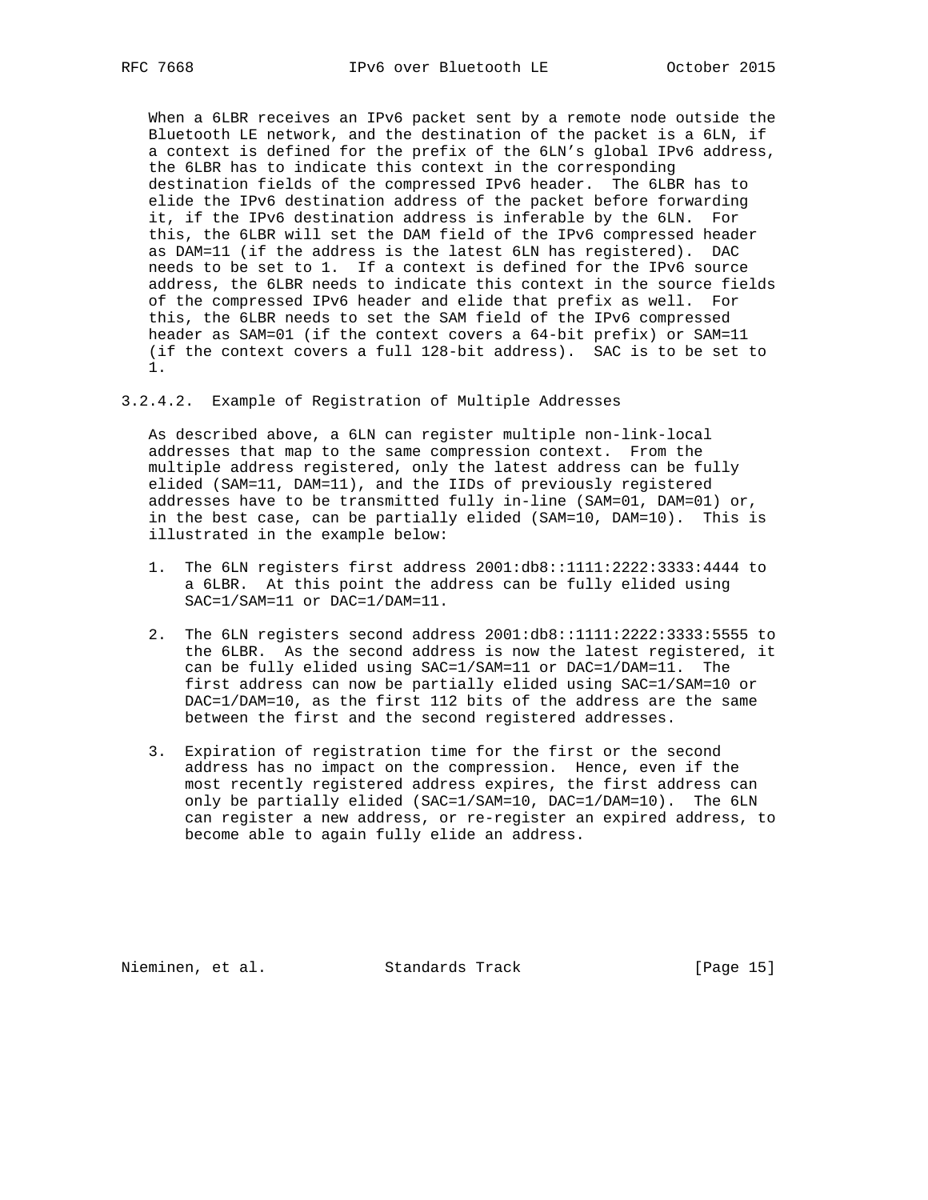When a 6LBR receives an IPv6 packet sent by a remote node outside the Bluetooth LE network, and the destination of the packet is a 6LN, if a context is defined for the prefix of the 6LN's global IPv6 address, the 6LBR has to indicate this context in the corresponding destination fields of the compressed IPv6 header. The 6LBR has to elide the IPv6 destination address of the packet before forwarding it, if the IPv6 destination address is inferable by the 6LN. For this, the 6LBR will set the DAM field of the IPv6 compressed header as DAM=11 (if the address is the latest 6LN has registered). DAC needs to be set to 1. If a context is defined for the IPv6 source address, the 6LBR needs to indicate this context in the source fields of the compressed IPv6 header and elide that prefix as well. For this, the 6LBR needs to set the SAM field of the IPv6 compressed header as SAM=01 (if the context covers a 64-bit prefix) or SAM=11 (if the context covers a full 128-bit address). SAC is to be set to 1.

### 3.2.4.2. Example of Registration of Multiple Addresses

As described above, a 6LN can register multiple non-link-local addresses that map to the same compression context. From the multiple address registered, only the latest address can be fully elided (SAM=11, DAM=11), and the IIDs of previously registered addresses have to be transmitted fully in-line (SAM=01, DAM=01) or, in the best case, can be partially elided (SAM=10, DAM=10). This is illustrated in the example below:

1. The 6LN registers first address 2001:db8::1111:2222:3333:4444 to a 6LBR. At this point the address can be fully elided using SAC=1/SAM=11 or DAC=1/DAM=11.

2. The 6LN registers second address 2001:db8::1111:2222:3333:5555 to the 6LBR. As the second address is now the latest registered, it can be fully elided using SAC=1/SAM=11 or DAC=1/DAM=11. The first address can now be partially elided using SAC=1/SAM=10 or DAC=1/DAM=10, as the first 112 bits of the address are the same between the first and the second registered addresses.

3. Expiration of registration time for the first or the second address has no impact on the compression. Hence, even if the most recently registered address expires, the first address can only be partially elided (SAC=1/SAM=10, DAC=1/DAM=10). The 6LN can register a new address, or re-register an expired address, to become able to again fully elide an address.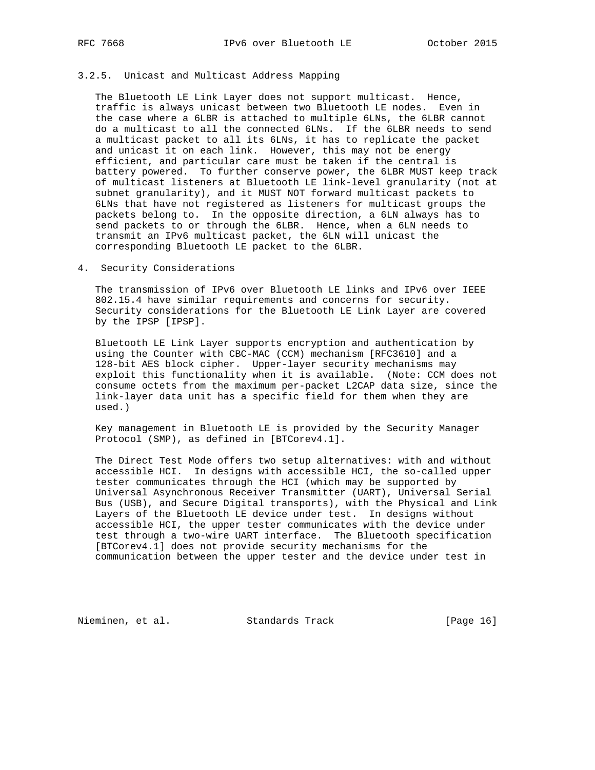#### 3.2.5. Unicast and Multicast Address Mapping

The Bluetooth LE Link Layer does not support multicast. Hence, traffic is always unicast between two Bluetooth LE nodes. Even in the case where a 6LBR is attached to multiple 6LNs, the 6LBR cannot do a multicast to all the connected 6LNs. If the 6LBR needs to send a multicast packet to all its 6LNs, it has to replicate the packet and unicast it on each link. However, this may not be energy efficient, and particular care must be taken if the central is battery powered. To further conserve power, the 6LBR MUST keep track of multicast listeners at Bluetooth LE link-level granularity (not at subnet granularity), and it MUST NOT forward multicast packets to 6LNs that have not registered as listeners for multicast groups the packets belong to. In the opposite direction, a 6LN always has to send packets to or through the 6LBR. Hence, when a 6LN needs to transmit an IPv6 multicast packet, the 6LN will unicast the corresponding Bluetooth LE packet to the 6LBR.

## 4. Security Considerations

The transmission of IPv6 over Bluetooth LE links and IPv6 over IEEE 802.15.4 have similar requirements and concerns for security. Security considerations for the Bluetooth LE Link Layer are covered by the IPSP [IPSP].

Bluetooth LE Link Layer supports encryption and authentication by using the Counter with CBC-MAC (CCM) mechanism [RFC3610] and a 128-bit AES block cipher. Upper-layer security mechanisms may exploit this functionality when it is available. (Note: CCM does not consume octets from the maximum per-packet L2CAP data size, since the link-layer data unit has a specific field for them when they are used.)

Key management in Bluetooth LE is provided by the Security Manager Protocol (SMP), as defined in [BTCorev4.1].

The Direct Test Mode offers two setup alternatives: with and without accessible HCI. In designs with accessible HCI, the so-called upper tester communicates through the HCI (which may be supported by Universal Asynchronous Receiver Transmitter (UART), Universal Serial Bus (USB), and Secure Digital transports), with the Physical and Link Layers of the Bluetooth LE device under test. In designs without accessible HCI, the upper tester communicates with the device under test through a two-wire UART interface. The Bluetooth specification [BTCorev4.1] does not provide security mechanisms for the communication between the upper tester and the device under test in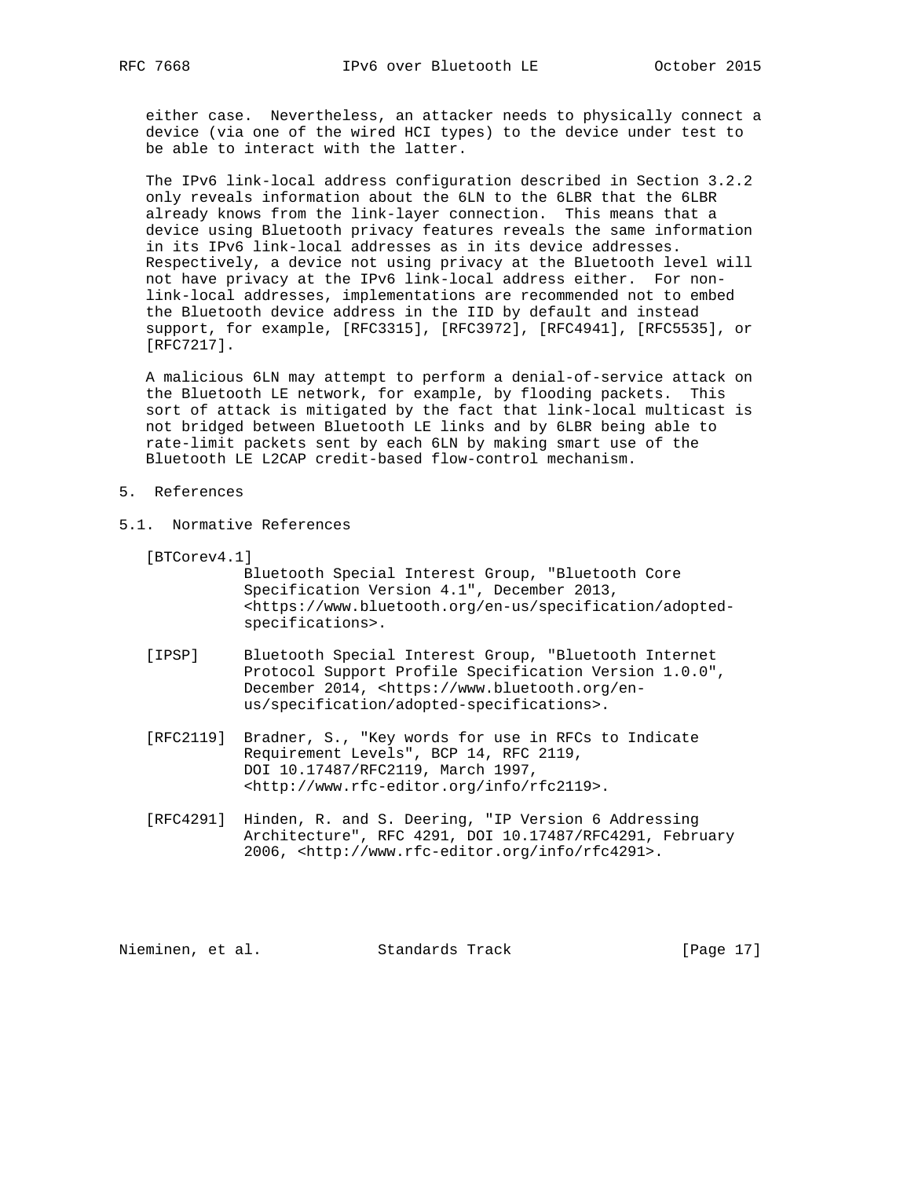either case. Nevertheless, an attacker needs to physically connect a device (via one of the wired HCI types) to the device under test to be able to interact with the latter.

The IPv6 link-local address configuration described in Section 3.2.2 only reveals information about the 6LN to the 6LBR that the 6LBR already knows from the link-layer connection. This means that a device using Bluetooth privacy features reveals the same information in its IPv6 link-local addresses as in its device addresses. Respectively, a device not using privacy at the Bluetooth level will not have privacy at the IPv6 link-local address either. For non-link-local addresses, implementations are recommended not to embed the Bluetooth device address in the IID by default and instead support, for example, [RFC3315], [RFC3972], [RFC4941], [RFC5535], or [RFC7217].

A malicious 6LN may attempt to perform a denial-of-service attack on the Bluetooth LE network, for example, by flooding packets. This sort of attack is mitigated by the fact that link-local multicast is not bridged between Bluetooth LE links and by 6LBR being able to rate-limit packets sent by each 6LN by making smart use of the Bluetooth LE L2CAP credit-based flow-control mechanism.

# 5. References

## 5.1. Normative References

[BTCorev4.1]
Bluetooth Special Interest Group, "Bluetooth Core Specification Version 4.1", December 2013, <https://www.bluetooth.org/en-us/specification/adopted-specifications>.

[IPSP] Bluetooth Special Interest Group, "Bluetooth Internet Protocol Support Profile Specification Version 1.0.0", December 2014, <https://www.bluetooth.org/en-us/specification/adopted-specifications>.

[RFC2119] Bradner, S., "Key words for use in RFCs to Indicate Requirement Levels", BCP 14, RFC 2119, DOI 10.17487/RFC2119, March 1997, <http://www.rfc-editor.org/info/rfc2119>.

[RFC4291] Hinden, R. and S. Deering, "IP Version 6 Addressing Architecture", RFC 4291, DOI 10.17487/RFC4291, February 2006, <http://www.rfc-editor.org/info/rfc4291>.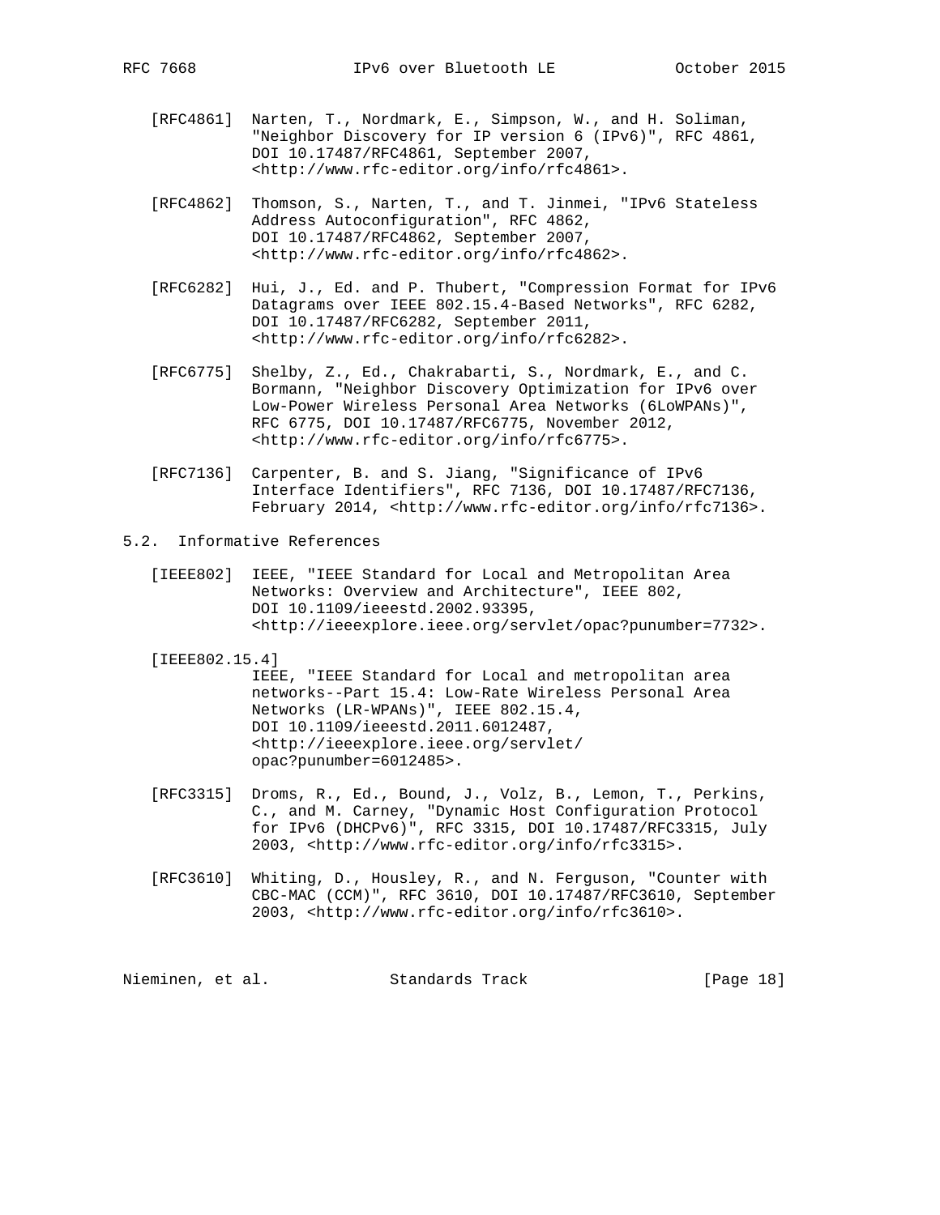[RFC4861] Narten, T., Nordmark, E., Simpson, W., and H. Soliman, "Neighbor Discovery for IP version 6 (IPv6)", RFC 4861, DOI 10.17487/RFC4861, September 2007, <http://www.rfc-editor.org/info/rfc4861>.

[RFC4862] Thomson, S., Narten, T., and T. Jinmei, "IPv6 Stateless Address Autoconfiguration", RFC 4862, DOI 10.17487/RFC4862, September 2007, <http://www.rfc-editor.org/info/rfc4862>.

[RFC6282] Hui, J., Ed. and P. Thubert, "Compression Format for IPv6 Datagrams over IEEE 802.15.4-Based Networks", RFC 6282, DOI 10.17487/RFC6282, September 2011, <http://www.rfc-editor.org/info/rfc6282>.

[RFC6775] Shelby, Z., Ed., Chakrabarti, S., Nordmark, E., and C. Bormann, "Neighbor Discovery Optimization for IPv6 over Low-Power Wireless Personal Area Networks (6LoWPANs)", RFC 6775, DOI 10.17487/RFC6775, November 2012, <http://www.rfc-editor.org/info/rfc6775>.

[RFC7136] Carpenter, B. and S. Jiang, "Significance of IPv6 Interface Identifiers", RFC 7136, DOI 10.17487/RFC7136, February 2014, <http://www.rfc-editor.org/info/rfc7136>.

## 5.2. Informative References

[IEEE802] IEEE, "IEEE Standard for Local and Metropolitan Area Networks: Overview and Architecture", IEEE 802, DOI 10.1109/ieeestd.2002.93395, <http://ieeexplore.ieee.org/servlet/opac?punumber=7732>.

[IEEE802.15.4] IEEE, "IEEE Standard for Local and metropolitan area networks--Part 15.4: Low-Rate Wireless Personal Area Networks (LR-WPANs)", IEEE 802.15.4, DOI 10.1109/ieeestd.2011.6012487, <http://ieeexplore.ieee.org/servlet/opac?punumber=6012485>.

[RFC3315] Droms, R., Ed., Bound, J., Volz, B., Lemon, T., Perkins, C., and M. Carney, "Dynamic Host Configuration Protocol for IPv6 (DHCPv6)", RFC 3315, DOI 10.17487/RFC3315, July 2003, <http://www.rfc-editor.org/info/rfc3315>.

[RFC3610] Whiting, D., Housley, R., and N. Ferguson, "Counter with CBC-MAC (CCM)", RFC 3610, DOI 10.17487/RFC3610, September 2003, <http://www.rfc-editor.org/info/rfc3610>.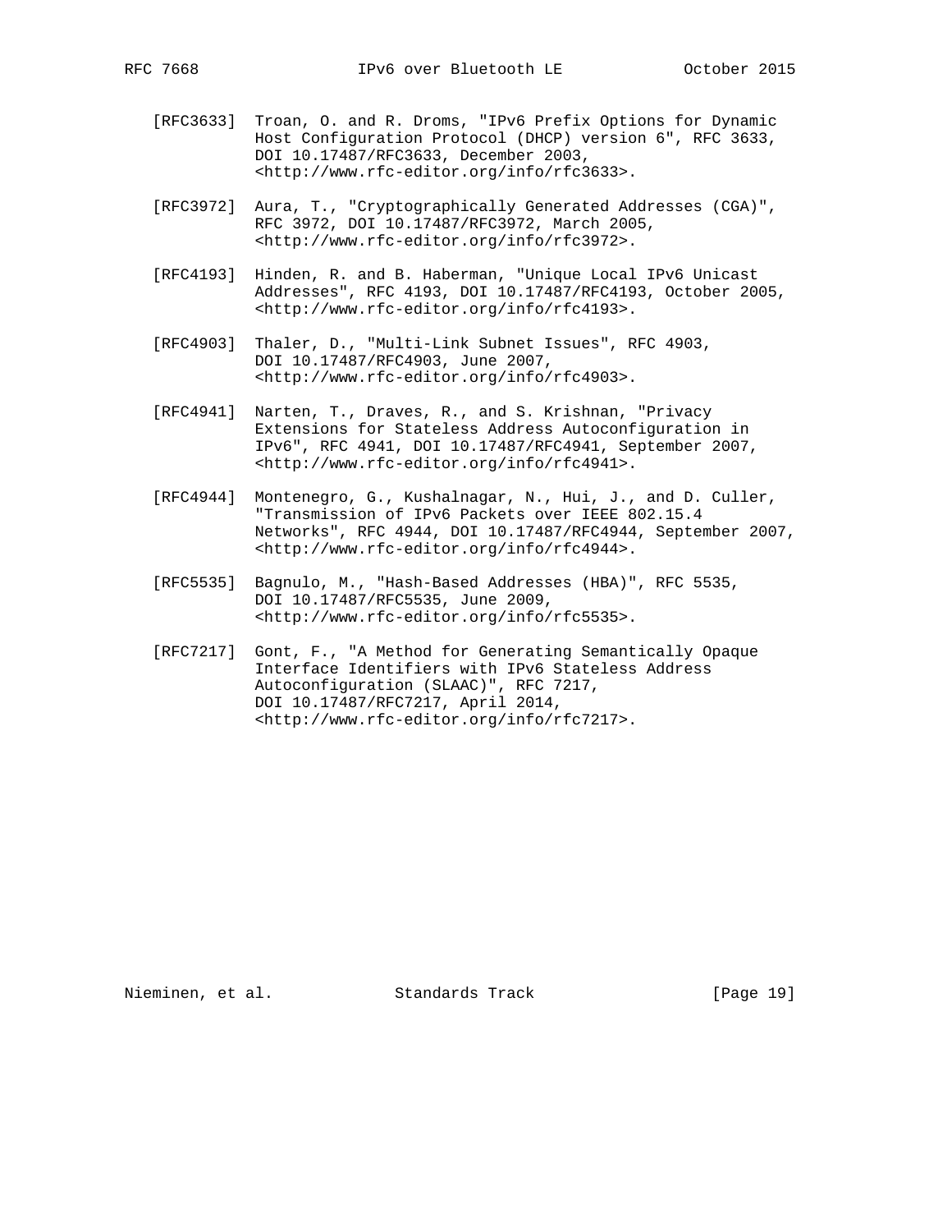[RFC3633] Troan, O. and R. Droms, "IPv6 Prefix Options for Dynamic Host Configuration Protocol (DHCP) version 6", RFC 3633, DOI 10.17487/RFC3633, December 2003, <http://www.rfc-editor.org/info/rfc3633>.

[RFC3972] Aura, T., "Cryptographically Generated Addresses (CGA)", RFC 3972, DOI 10.17487/RFC3972, March 2005, <http://www.rfc-editor.org/info/rfc3972>.

[RFC4193] Hinden, R. and B. Haberman, "Unique Local IPv6 Unicast Addresses", RFC 4193, DOI 10.17487/RFC4193, October 2005, <http://www.rfc-editor.org/info/rfc4193>.

[RFC4903] Thaler, D., "Multi-Link Subnet Issues", RFC 4903, DOI 10.17487/RFC4903, June 2007, <http://www.rfc-editor.org/info/rfc4903>.

[RFC4941] Narten, T., Draves, R., and S. Krishnan, "Privacy Extensions for Stateless Address Autoconfiguration in IPv6", RFC 4941, DOI 10.17487/RFC4941, September 2007, <http://www.rfc-editor.org/info/rfc4941>.

[RFC4944] Montenegro, G., Kushalnagar, N., Hui, J., and D. Culler, "Transmission of IPv6 Packets over IEEE 802.15.4 Networks", RFC 4944, DOI 10.17487/RFC4944, September 2007, <http://www.rfc-editor.org/info/rfc4944>.

[RFC5535] Bagnulo, M., "Hash-Based Addresses (HBA)", RFC 5535, DOI 10.17487/RFC5535, June 2009, <http://www.rfc-editor.org/info/rfc5535>.

[RFC7217] Gont, F., "A Method for Generating Semantically Opaque Interface Identifiers with IPv6 Stateless Address Autoconfiguration (SLAAC)", RFC 7217, DOI 10.17487/RFC7217, April 2014, <http://www.rfc-editor.org/info/rfc7217>.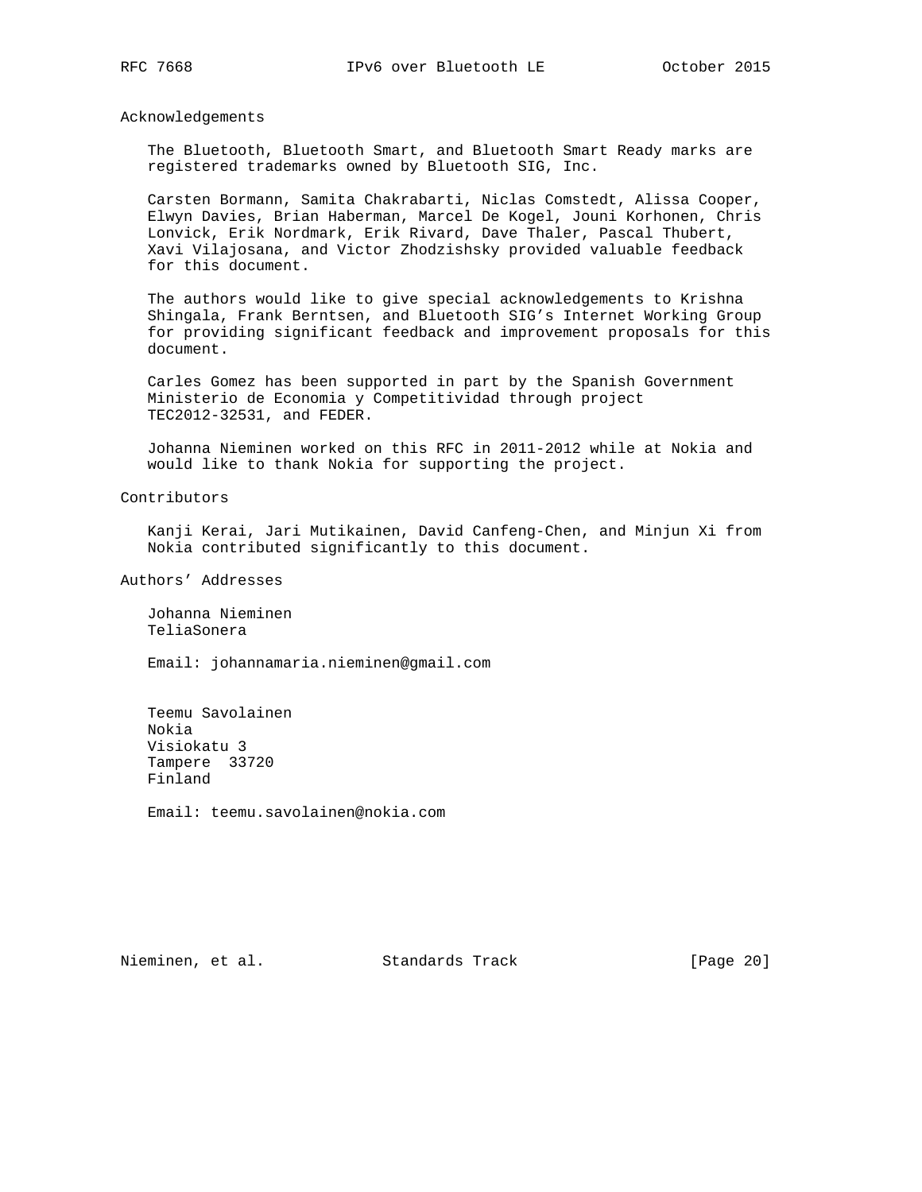## Acknowledgements

The Bluetooth, Bluetooth Smart, and Bluetooth Smart Ready marks are registered trademarks owned by Bluetooth SIG, Inc.

Carsten Bormann, Samita Chakrabarti, Niclas Comstedt, Alissa Cooper, Elwyn Davies, Brian Haberman, Marcel De Kogel, Jouni Korhonen, Chris Lonvick, Erik Nordmark, Erik Rivard, Dave Thaler, Pascal Thubert, Xavi Vilajosana, and Victor Zhodzishsky provided valuable feedback for this document.

The authors would like to give special acknowledgements to Krishna Shingala, Frank Berntsen, and Bluetooth SIG's Internet Working Group for providing significant feedback and improvement proposals for this document.

Carles Gomez has been supported in part by the Spanish Government Ministerio de Economia y Competitividad through project TEC2012-32531, and FEDER.

Johanna Nieminen worked on this RFC in 2011-2012 while at Nokia and would like to thank Nokia for supporting the project.

## Contributors

Kanji Kerai, Jari Mutikainen, David Canfeng-Chen, and Minjun Xi from Nokia contributed significantly to this document.

## Authors' Addresses

Johanna Nieminen
TeliaSonera

Email: johannamaria.nieminen@gmail.com

Teemu Savolainen
Nokia
Visiokatu 3
Tampere  33720
Finland

Email: teemu.savolainen@nokia.com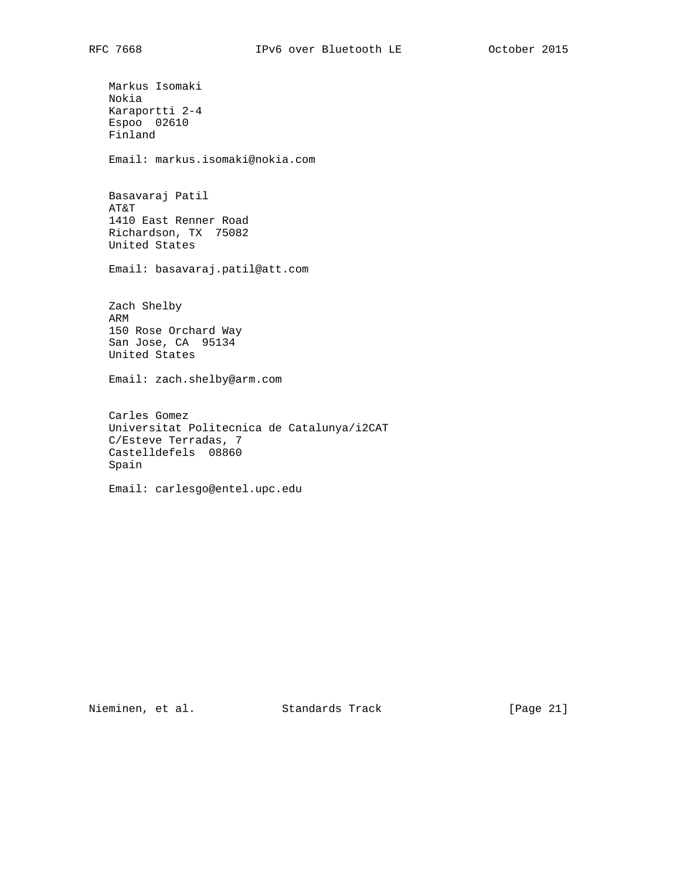Markus Isomaki
Nokia
Karaportti 2-4
Espoo 02610
Finland

Email: markus.isomaki@nokia.com

Basavaraj Patil
AT&T
1410 East Renner Road
Richardson, TX 75082
United States

Email: basavaraj.patil@att.com

Zach Shelby
ARM
150 Rose Orchard Way
San Jose, CA 95134
United States

Email: zach.shelby@arm.com

Carles Gomez
Universitat Politecnica de Catalunya/i2CAT
C/Esteve Terradas, 7
Castelldefels 08860
Spain

Email: carlesgo@entel.upc.edu